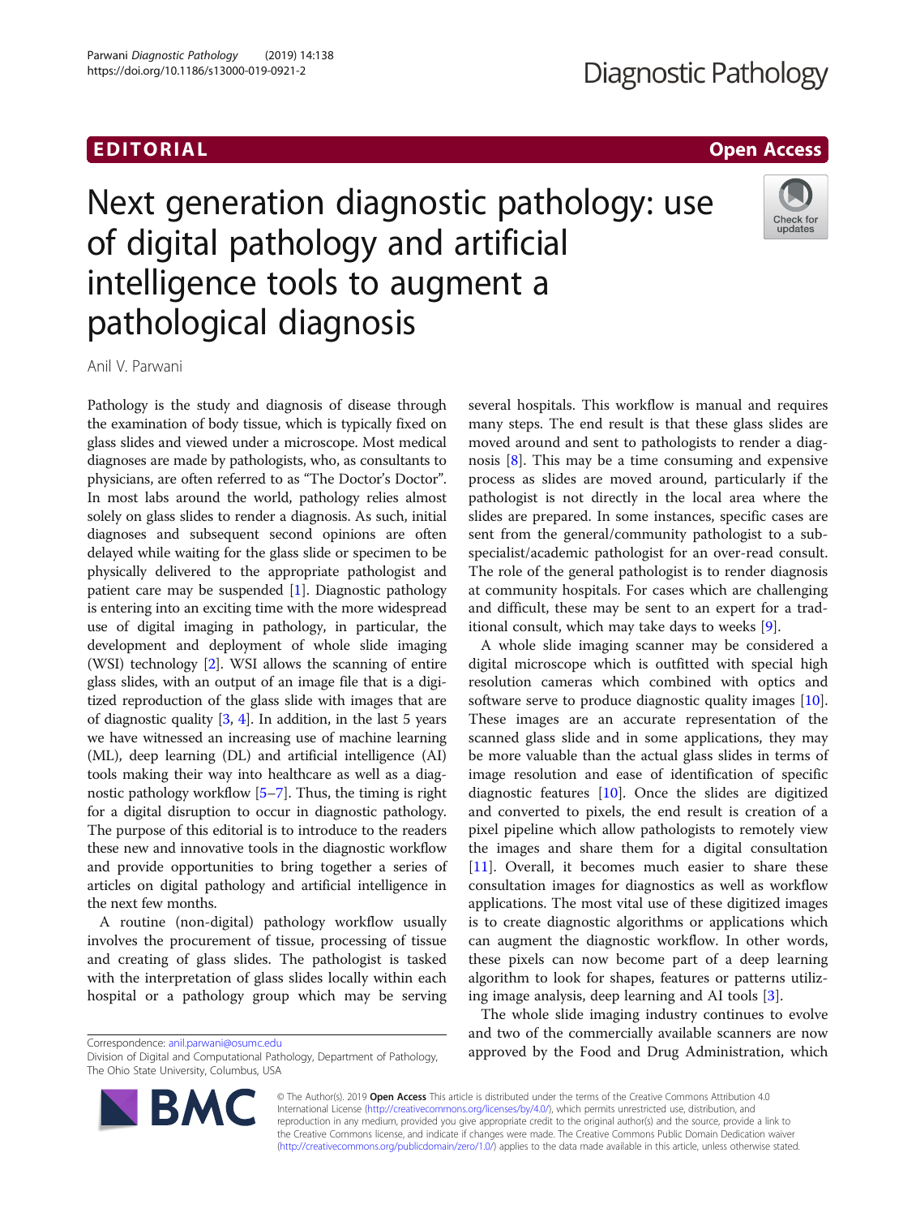EDITORIAL

Open Access

# Next generation diagnostic pathology: use of digital pathology and artificial intelligence tools to augment a pathological diagnosis

Anil V. Parwani

Pathology is the study and diagnosis of disease through the examination of body tissue, which is typically fixed on glass slides and viewed under a microscope. Most medical diagnoses are made by pathologists, who, as consultants to physicians, are often referred to as "The Doctor's Doctor". In most labs around the world, pathology relies almost solely on glass slides to render a diagnosis. As such, initial diagnoses and subsequent second opinions are often delayed while waiting for the glass slide or specimen to be physically delivered to the appropriate pathologist and patient care may be suspended [1]. Diagnostic pathology is entering into an exciting time with the more widespread use of digital imaging in pathology, in particular, the development and deployment of whole slide imaging (WSI) technology [2]. WSI allows the scanning of entire glass slides, with an output of an image file that is a digitized reproduction of the glass slide with images that are of diagnostic quality [3, 4]. In addition, in the last 5 years we have witnessed an increasing use of machine learning (ML), deep learning (DL) and artificial intelligence (AI) tools making their way into healthcare as well as a diagnostic pathology workflow [5–7]. Thus, the timing is right for a digital disruption to occur in diagnostic pathology. The purpose of this editorial is to introduce to the readers these new and innovative tools in the diagnostic workflow and provide opportunities to bring together a series of articles on digital pathology and artificial intelligence in the next few months.

A routine (non-digital) pathology workflow usually involves the procurement of tissue, processing of tissue and creating of glass slides. The pathologist is tasked with the interpretation of glass slides locally within each hospital or a pathology group which may be serving several hospitals. This workflow is manual and requires many steps. The end result is that these glass slides are moved around and sent to pathologists to render a diagnosis [8]. This may be a time consuming and expensive process as slides are moved around, particularly if the pathologist is not directly in the local area where the slides are prepared. In some instances, specific cases are sent from the general/community pathologist to a subspecialist/academic pathologist for an over-read consult. The role of the general pathologist is to render diagnosis at community hospitals. For cases which are challenging and difficult, these may be sent to an expert for a traditional consult, which may take days to weeks [9].

A whole slide imaging scanner may be considered a digital microscope which is outfitted with special high resolution cameras which combined with optics and software serve to produce diagnostic quality images [10]. These images are an accurate representation of the scanned glass slide and in some applications, they may be more valuable than the actual glass slides in terms of image resolution and ease of identification of specific diagnostic features [10]. Once the slides are digitized and converted to pixels, the end result is creation of a pixel pipeline which allow pathologists to remotely view the images and share them for a digital consultation [11]. Overall, it becomes much easier to share these consultation images for diagnostics as well as workflow applications. The most vital use of these digitized images is to create diagnostic algorithms or applications which can augment the diagnostic workflow. In other words, these pixels can now become part of a deep learning algorithm to look for shapes, features or patterns utilizing image analysis, deep learning and AI tools [3].

The whole slide imaging industry continues to evolve and two of the commercially available scanners are now approved by the Food and Drug Administration, which

Correspondence: anil.parwani@osumc.edu
Division of Digital and Computational Pathology, Department of Pathology, The Ohio State University, Columbus, USA

© The Author(s). 2019 **Open Access** This article is distributed under the terms of the Creative Commons Attribution 4.0 International License (http://creativecommons.org/licenses/by/4.0/), which permits unrestricted use, distribution, and reproduction in any medium, provided you give appropriate credit to the original author(s) and the source, provide a link to the Creative Commons license, and indicate if changes were made. The Creative Commons Public Domain Dedication waiver (http://creativecommons.org/publicdomain/zero/1.0/) applies to the data made available in this article, unless otherwise stated.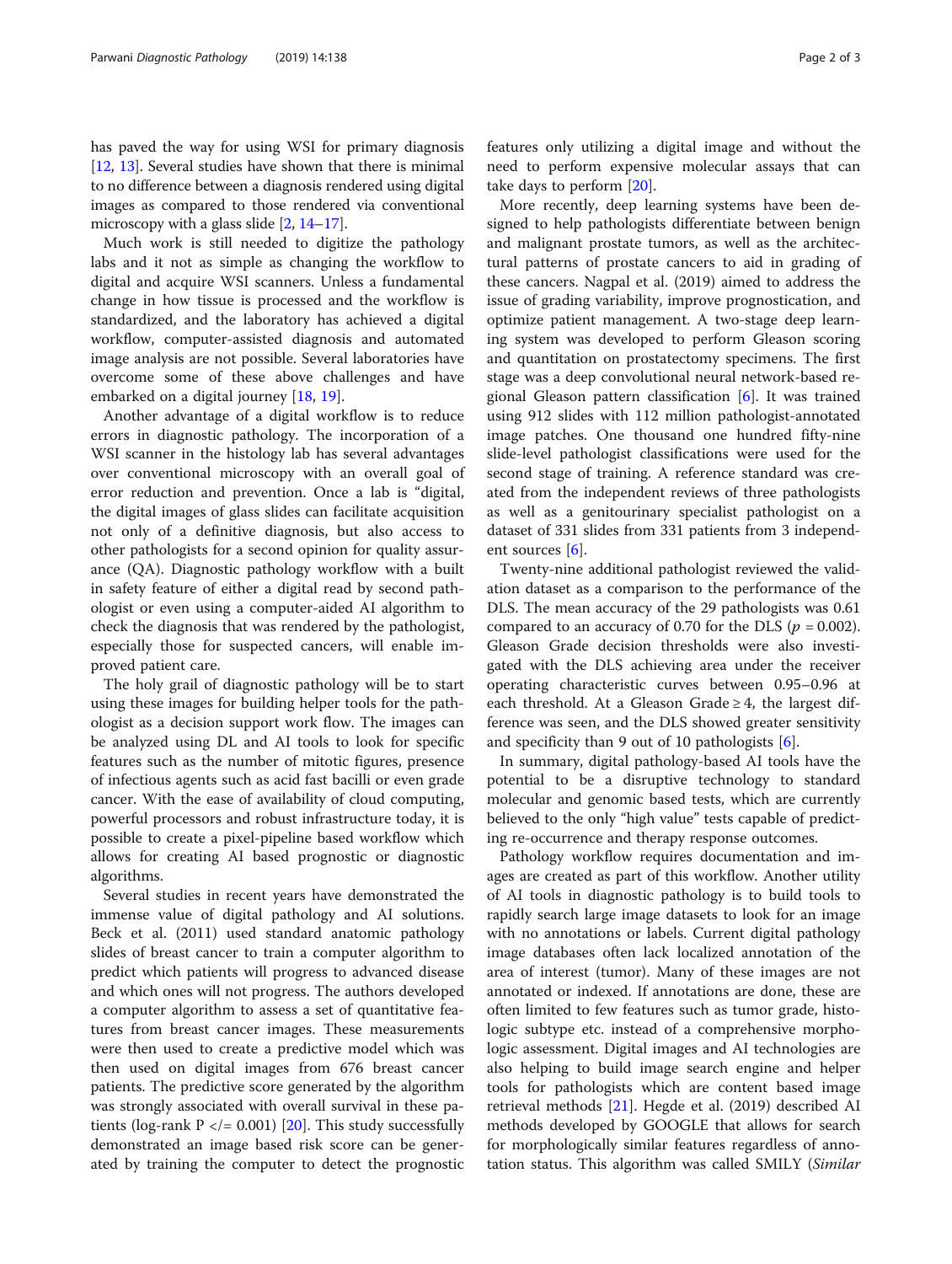has paved the way for using WSI for primary diagnosis [12, 13]. Several studies have shown that there is minimal to no difference between a diagnosis rendered using digital images as compared to those rendered via conventional microscopy with a glass slide [2, 14–17].

Much work is still needed to digitize the pathology labs and it not as simple as changing the workflow to digital and acquire WSI scanners. Unless a fundamental change in how tissue is processed and the workflow is standardized, and the laboratory has achieved a digital workflow, computer-assisted diagnosis and automated image analysis are not possible. Several laboratories have overcome some of these above challenges and have embarked on a digital journey [18, 19].

Another advantage of a digital workflow is to reduce errors in diagnostic pathology. The incorporation of a WSI scanner in the histology lab has several advantages over conventional microscopy with an overall goal of error reduction and prevention. Once a lab is "digital, the digital images of glass slides can facilitate acquisition not only of a definitive diagnosis, but also access to other pathologists for a second opinion for quality assurance (QA). Diagnostic pathology workflow with a built in safety feature of either a digital read by second pathologist or even using a computer-aided AI algorithm to check the diagnosis that was rendered by the pathologist, especially those for suspected cancers, will enable improved patient care.

The holy grail of diagnostic pathology will be to start using these images for building helper tools for the pathologist as a decision support work flow. The images can be analyzed using DL and AI tools to look for specific features such as the number of mitotic figures, presence of infectious agents such as acid fast bacilli or even grade cancer. With the ease of availability of cloud computing, powerful processors and robust infrastructure today, it is possible to create a pixel-pipeline based workflow which allows for creating AI based prognostic or diagnostic algorithms.

Several studies in recent years have demonstrated the immense value of digital pathology and AI solutions. Beck et al. (2011) used standard anatomic pathology slides of breast cancer to train a computer algorithm to predict which patients will progress to advanced disease and which ones will not progress. The authors developed a computer algorithm to assess a set of quantitative features from breast cancer images. These measurements were then used to create a predictive model which was then used on digital images from 676 breast cancer patients. The predictive score generated by the algorithm was strongly associated with overall survival in these patients (log-rank P </= 0.001) [20]. This study successfully demonstrated an image based risk score can be generated by training the computer to detect the prognostic features only utilizing a digital image and without the need to perform expensive molecular assays that can take days to perform [20].

More recently, deep learning systems have been designed to help pathologists differentiate between benign and malignant prostate tumors, as well as the architectural patterns of prostate cancers to aid in grading of these cancers. Nagpal et al. (2019) aimed to address the issue of grading variability, improve prognostication, and optimize patient management. A two-stage deep learning system was developed to perform Gleason scoring and quantitation on prostatectomy specimens. The first stage was a deep convolutional neural network-based regional Gleason pattern classification [6]. It was trained using 912 slides with 112 million pathologist-annotated image patches. One thousand one hundred fifty-nine slide-level pathologist classifications were used for the second stage of training. A reference standard was created from the independent reviews of three pathologists as well as a genitourinary specialist pathologist on a dataset of 331 slides from 331 patients from 3 independent sources [6].

Twenty-nine additional pathologist reviewed the validation dataset as a comparison to the performance of the DLS. The mean accuracy of the 29 pathologists was 0.61 compared to an accuracy of 0.70 for the DLS ($p = 0.002$). Gleason Grade decision thresholds were also investigated with the DLS achieving area under the receiver operating characteristic curves between 0.95–0.96 at each threshold. At a Gleason Grade $\geq 4$, the largest difference was seen, and the DLS showed greater sensitivity and specificity than 9 out of 10 pathologists [6].

In summary, digital pathology-based AI tools have the potential to be a disruptive technology to standard molecular and genomic based tests, which are currently believed to the only "high value" tests capable of predicting re-occurrence and therapy response outcomes.

Pathology workflow requires documentation and images are created as part of this workflow. Another utility of AI tools in diagnostic pathology is to build tools to rapidly search large image datasets to look for an image with no annotations or labels. Current digital pathology image databases often lack localized annotation of the area of interest (tumor). Many of these images are not annotated or indexed. If annotations are done, these are often limited to few features such as tumor grade, histologic subtype etc. instead of a comprehensive morphologic assessment. Digital images and AI technologies are also helping to build image search engine and helper tools for pathologists which are content based image retrieval methods [21]. Hegde et al. (2019) described AI methods developed by GOOGLE that allows for search for morphologically similar features regardless of annotation status. This algorithm was called SMILY (*Similar*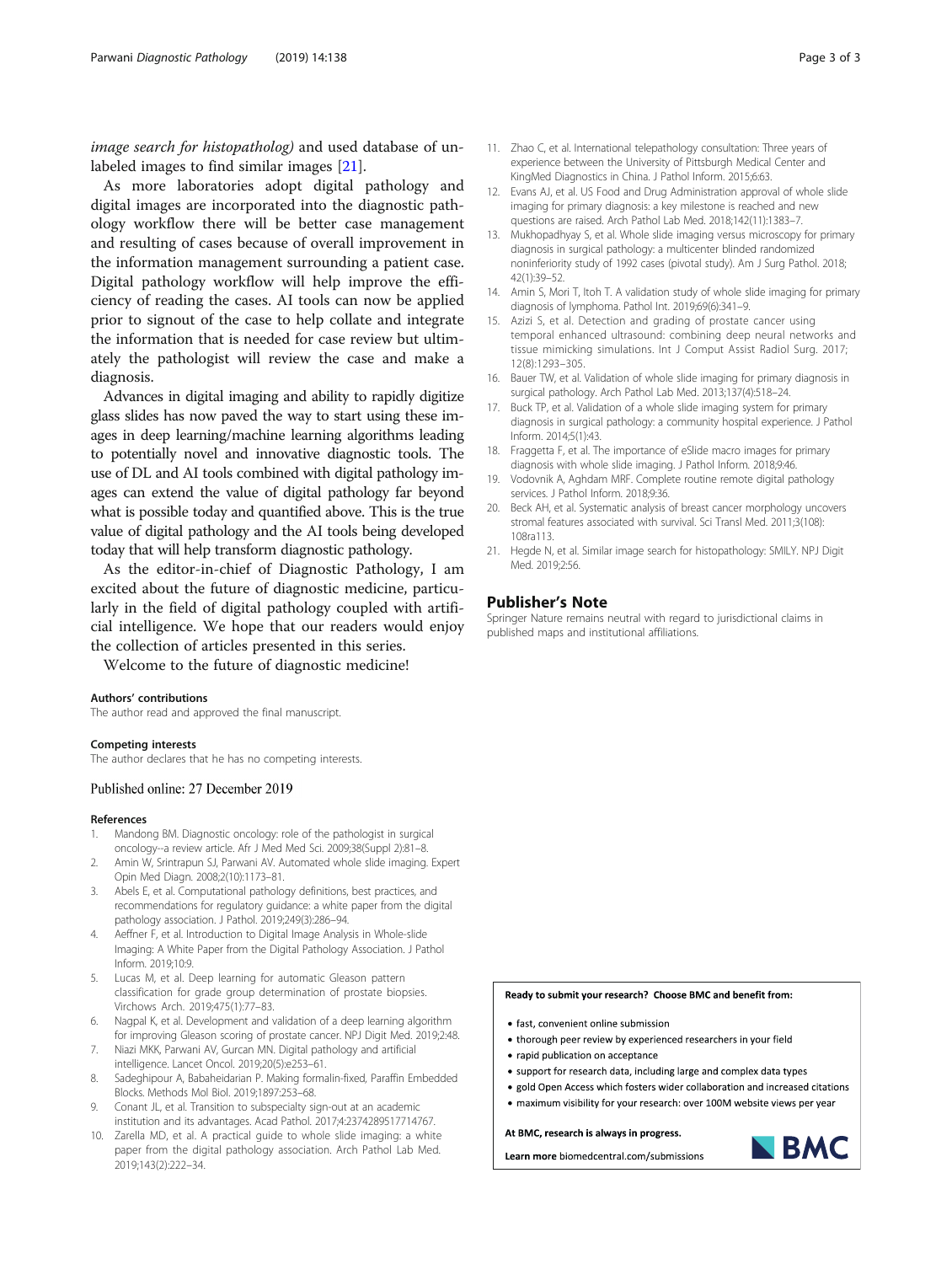*image search for histopatholog)* and used database of unlabeled images to find similar images [21].

As more laboratories adopt digital pathology and digital images are incorporated into the diagnostic pathology workflow there will be better case management and resulting of cases because of overall improvement in the information management surrounding a patient case. Digital pathology workflow will help improve the efficiency of reading the cases. AI tools can now be applied prior to signout of the case to help collate and integrate the information that is needed for case review but ultimately the pathologist will review the case and make a diagnosis.

Advances in digital imaging and ability to rapidly digitize glass slides has now paved the way to start using these images in deep learning/machine learning algorithms leading to potentially novel and innovative diagnostic tools. The use of DL and AI tools combined with digital pathology images can extend the value of digital pathology far beyond what is possible today and quantified above. This is the true value of digital pathology and the AI tools being developed today that will help transform diagnostic pathology.

As the editor-in-chief of Diagnostic Pathology, I am excited about the future of diagnostic medicine, particularly in the field of digital pathology coupled with artificial intelligence. We hope that our readers would enjoy the collection of articles presented in this series.

Welcome to the future of diagnostic medicine!

#### Authors' contributions

The author read and approved the final manuscript.

#### Competing interests

The author declares that he has no competing interests.

Published online: 27 December 2019

#### References

1. Mandong BM. Diagnostic oncology: role of the pathologist in surgical oncology--a review article. Afr J Med Med Sci. 2009;38(Suppl 2):81–8.
2. Amin W, Srintrapun SJ, Parwani AV. Automated whole slide imaging. Expert Opin Med Diagn. 2008;2(10):1173–81.
3. Abels E, et al. Computational pathology definitions, best practices, and recommendations for regulatory guidance: a white paper from the digital pathology association. J Pathol. 2019;249(3):286–94.
4. Aeffner F, et al. Introduction to Digital Image Analysis in Whole-slide Imaging: A White Paper from the Digital Pathology Association. J Pathol Inform. 2019;10:9.
5. Lucas M, et al. Deep learning for automatic Gleason pattern classification for grade group determination of prostate biopsies. Virchows Arch. 2019;475(1):77–83.
6. Nagpal K, et al. Development and validation of a deep learning algorithm for improving Gleason scoring of prostate cancer. NPJ Digit Med. 2019;2:48.
7. Niazi MKK, Parwani AV, Gurcan MN. Digital pathology and artificial intelligence. Lancet Oncol. 2019;20(5):e253–61.
8. Sadeghipour A, Babaheidarian P. Making formalin-fixed, Paraffin Embedded Blocks. Methods Mol Biol. 2019;1897:253–68.
9. Conant JL, et al. Transition to subspecialty sign-out at an academic institution and its advantages. Acad Pathol. 2017;4:2374289517714767.
10. Zarella MD, et al. A practical guide to whole slide imaging: a white paper from the digital pathology association. Arch Pathol Lab Med. 2019;143(2):222–34.
11. Zhao C, et al. International telepathology consultation: Three years of experience between the University of Pittsburgh Medical Center and KingMed Diagnostics in China. J Pathol Inform. 2015;6:63.
12. Evans AJ, et al. US Food and Drug Administration approval of whole slide imaging for primary diagnosis: a key milestone is reached and new questions are raised. Arch Pathol Lab Med. 2018;142(11):1383–7.
13. Mukhopadhyay S, et al. Whole slide imaging versus microscopy for primary diagnosis in surgical pathology: a multicenter blinded randomized noninferiority study of 1992 cases (pivotal study). Am J Surg Pathol. 2018; 42(1):39–52.
14. Amin S, Mori T, Itoh T. A validation study of whole slide imaging for primary diagnosis of lymphoma. Pathol Int. 2019;69(6):341–9.
15. Azizi S, et al. Detection and grading of prostate cancer using temporal enhanced ultrasound: combining deep neural networks and tissue mimicking simulations. Int J Comput Assist Radiol Surg. 2017; 12(8):1293–305.
16. Bauer TW, et al. Validation of whole slide imaging for primary diagnosis in surgical pathology. Arch Pathol Lab Med. 2013;137(4):518–24.
17. Buck TP, et al. Validation of a whole slide imaging system for primary diagnosis in surgical pathology: a community hospital experience. J Pathol Inform. 2014;5(1):43.
18. Fraggetta F, et al. The importance of eSlide macro images for primary diagnosis with whole slide imaging. J Pathol Inform. 2018;9:46.
19. Vodovnik A, Aghdam MRF. Complete routine remote digital pathology services. J Pathol Inform. 2018;9:36.
20. Beck AH, et al. Systematic analysis of breast cancer morphology uncovers stromal features associated with survival. Sci Transl Med. 2011;3(108): 108ra113.
21. Hegde N, et al. Similar image search for histopathology: SMILY. NPJ Digit Med. 2019;2:56.

## Publisher's Note

Springer Nature remains neutral with regard to jurisdictional claims in published maps and institutional affiliations.